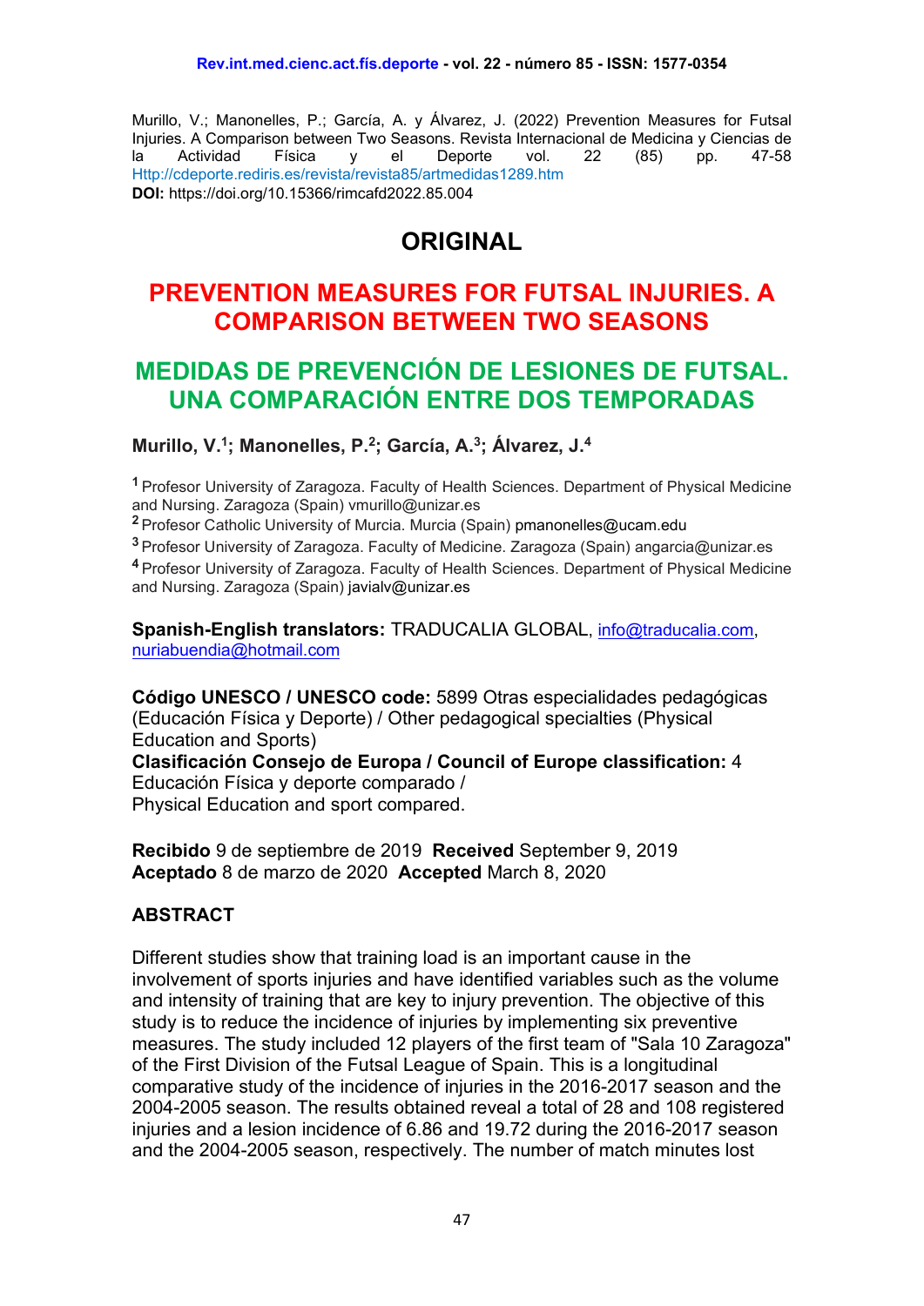Murillo, V.; Manonelles, P.; García, A. y Álvarez, J. (2022) Prevention Measures for Futsal Injuries. A Comparison between Two Seasons. Revista Internacional de Medicina y Ciencias de la Actividad Física y el Deporte vol. 22 (85) pp. 47-58 Http://cdeporte.rediris.es/revista/revista85/artmedidas1289.htm
**DOI:** https://doi.org/10.15366/rimcafd2022.85.004

# ORIGINAL

# PREVENTION MEASURES FOR FUTSAL INJURIES. A COMPARISON BETWEEN TWO SEASONS

# MEDIDAS DE PREVENCIÓN DE LESIONES DE FUTSAL. UNA COMPARACIÓN ENTRE DOS TEMPORADAS

**Murillo, V.[1]; Manonelles, P.[2]; García, A.[3]; Álvarez, J.[4]**

[1] Profesor University of Zaragoza. Faculty of Health Sciences. Department of Physical Medicine and Nursing. Zaragoza (Spain) vmurillo@unizar.es

[2] Profesor Catholic University of Murcia. Murcia (Spain) pmanonelles@ucam.edu

[3] Profesor University of Zaragoza. Faculty of Medicine. Zaragoza (Spain) angarcia@unizar.es

[4] Profesor University of Zaragoza. Faculty of Health Sciences. Department of Physical Medicine and Nursing. Zaragoza (Spain) javialv@unizar.es

**Spanish-English translators:** TRADUCALIA GLOBAL, info@traducalia.com, nuriabuendia@hotmail.com

**Código UNESCO / UNESCO code:** 5899 Otras especialidades pedagógicas (Educación Física y Deporte) / Other pedagogical specialties (Physical Education and Sports)
**Clasificación Consejo de Europa / Council of Europe classification:** 4 Educación Física y deporte comparado / Physical Education and sport compared.

**Recibido** 9 de septiembre de 2019 **Received** September 9, 2019
**Aceptado** 8 de marzo de 2020 **Accepted** March 8, 2020

## ABSTRACT

Different studies show that training load is an important cause in the involvement of sports injuries and have identified variables such as the volume and intensity of training that are key to injury prevention. The objective of this study is to reduce the incidence of injuries by implementing six preventive measures. The study included 12 players of the first team of "Sala 10 Zaragoza" of the First Division of the Futsal League of Spain. This is a longitudinal comparative study of the incidence of injuries in the 2016-2017 season and the 2004-2005 season. The results obtained reveal a total of 28 and 108 registered injuries and a lesion incidence of 6.86 and 19.72 during the 2016-2017 season and the 2004-2005 season, respectively. The number of match minutes lost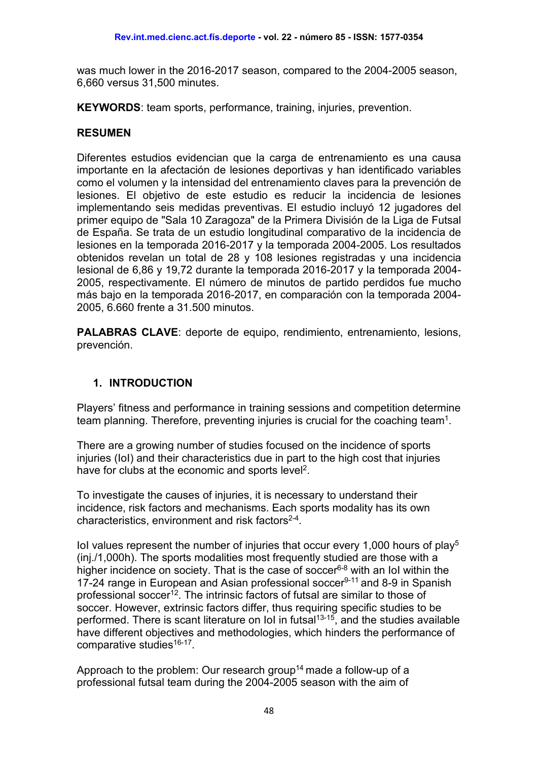was much lower in the 2016-2017 season, compared to the 2004-2005 season, 6,660 versus 31,500 minutes.

**KEYWORDS**: team sports, performance, training, injuries, prevention.

## RESUMEN

Diferentes estudios evidencian que la carga de entrenamiento es una causa importante en la afectación de lesiones deportivas y han identificado variables como el volumen y la intensidad del entrenamiento claves para la prevención de lesiones. El objetivo de este estudio es reducir la incidencia de lesiones implementando seis medidas preventivas. El estudio incluyó 12 jugadores del primer equipo de "Sala 10 Zaragoza" de la Primera División de la Liga de Futsal de España. Se trata de un estudio longitudinal comparativo de la incidencia de lesiones en la temporada 2016-2017 y la temporada 2004-2005. Los resultados obtenidos revelan un total de 28 y 108 lesiones registradas y una incidencia lesional de 6,86 y 19,72 durante la temporada 2016-2017 y la temporada 2004-2005, respectivamente. El número de minutos de partido perdidos fue mucho más bajo en la temporada 2016-2017, en comparación con la temporada 2004-2005, 6.660 frente a 31.500 minutos.

**PALABRAS CLAVE**: deporte de equipo, rendimiento, entrenamiento, lesions, prevención.

## 1. INTRODUCTION

Players' fitness and performance in training sessions and competition determine team planning. Therefore, preventing injuries is crucial for the coaching team[1].

There are a growing number of studies focused on the incidence of sports injuries (IoI) and their characteristics due in part to the high cost that injuries have for clubs at the economic and sports level[2].

To investigate the causes of injuries, it is necessary to understand their incidence, risk factors and mechanisms. Each sports modality has its own characteristics, environment and risk factors[2-4].

IoI values represent the number of injuries that occur every 1,000 hours of play[5] (inj./1,000h). The sports modalities most frequently studied are those with a higher incidence on society. That is the case of soccer[6-8] with an IoI within the 17-24 range in European and Asian professional soccer[9-11] and 8-9 in Spanish professional soccer[12]. The intrinsic factors of futsal are similar to those of soccer. However, extrinsic factors differ, thus requiring specific studies to be performed. There is scant literature on IoI in futsal[13-15], and the studies available have different objectives and methodologies, which hinders the performance of comparative studies[16-17].

Approach to the problem: Our research group[14] made a follow-up of a professional futsal team during the 2004-2005 season with the aim of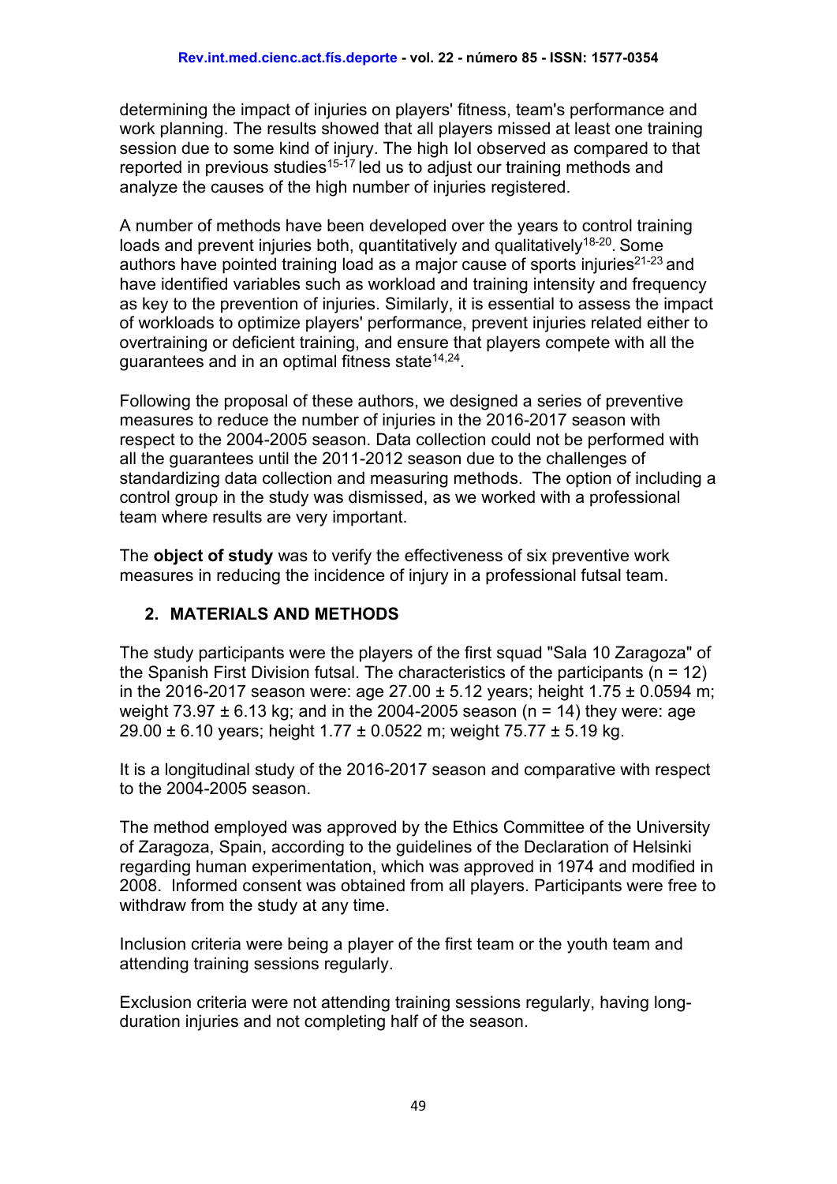determining the impact of injuries on players' fitness, team's performance and work planning. The results showed that all players missed at least one training session due to some kind of injury. The high IoI observed as compared to that reported in previous studies[15-17] led us to adjust our training methods and analyze the causes of the high number of injuries registered.

A number of methods have been developed over the years to control training loads and prevent injuries both, quantitatively and qualitatively[18-20]. Some authors have pointed training load as a major cause of sports injuries[21-23] and have identified variables such as workload and training intensity and frequency as key to the prevention of injuries. Similarly, it is essential to assess the impact of workloads to optimize players' performance, prevent injuries related either to overtraining or deficient training, and ensure that players compete with all the guarantees and in an optimal fitness state[14,24].

Following the proposal of these authors, we designed a series of preventive measures to reduce the number of injuries in the 2016-2017 season with respect to the 2004-2005 season. Data collection could not be performed with all the guarantees until the 2011-2012 season due to the challenges of standardizing data collection and measuring methods. The option of including a control group in the study was dismissed, as we worked with a professional team where results are very important.

The **object of study** was to verify the effectiveness of six preventive work measures in reducing the incidence of injury in a professional futsal team.

## 2. MATERIALS AND METHODS

The study participants were the players of the first squad "Sala 10 Zaragoza" of the Spanish First Division futsal. The characteristics of the participants (n = 12) in the 2016-2017 season were: age 27.00 ± 5.12 years; height 1.75 ± 0.0594 m; weight 73.97 ± 6.13 kg; and in the 2004-2005 season (n = 14) they were: age 29.00 ± 6.10 years; height 1.77 ± 0.0522 m; weight 75.77 ± 5.19 kg.

It is a longitudinal study of the 2016-2017 season and comparative with respect to the 2004-2005 season.

The method employed was approved by the Ethics Committee of the University of Zaragoza, Spain, according to the guidelines of the Declaration of Helsinki regarding human experimentation, which was approved in 1974 and modified in 2008. Informed consent was obtained from all players. Participants were free to withdraw from the study at any time.

Inclusion criteria were being a player of the first team or the youth team and attending training sessions regularly.

Exclusion criteria were not attending training sessions regularly, having long-duration injuries and not completing half of the season.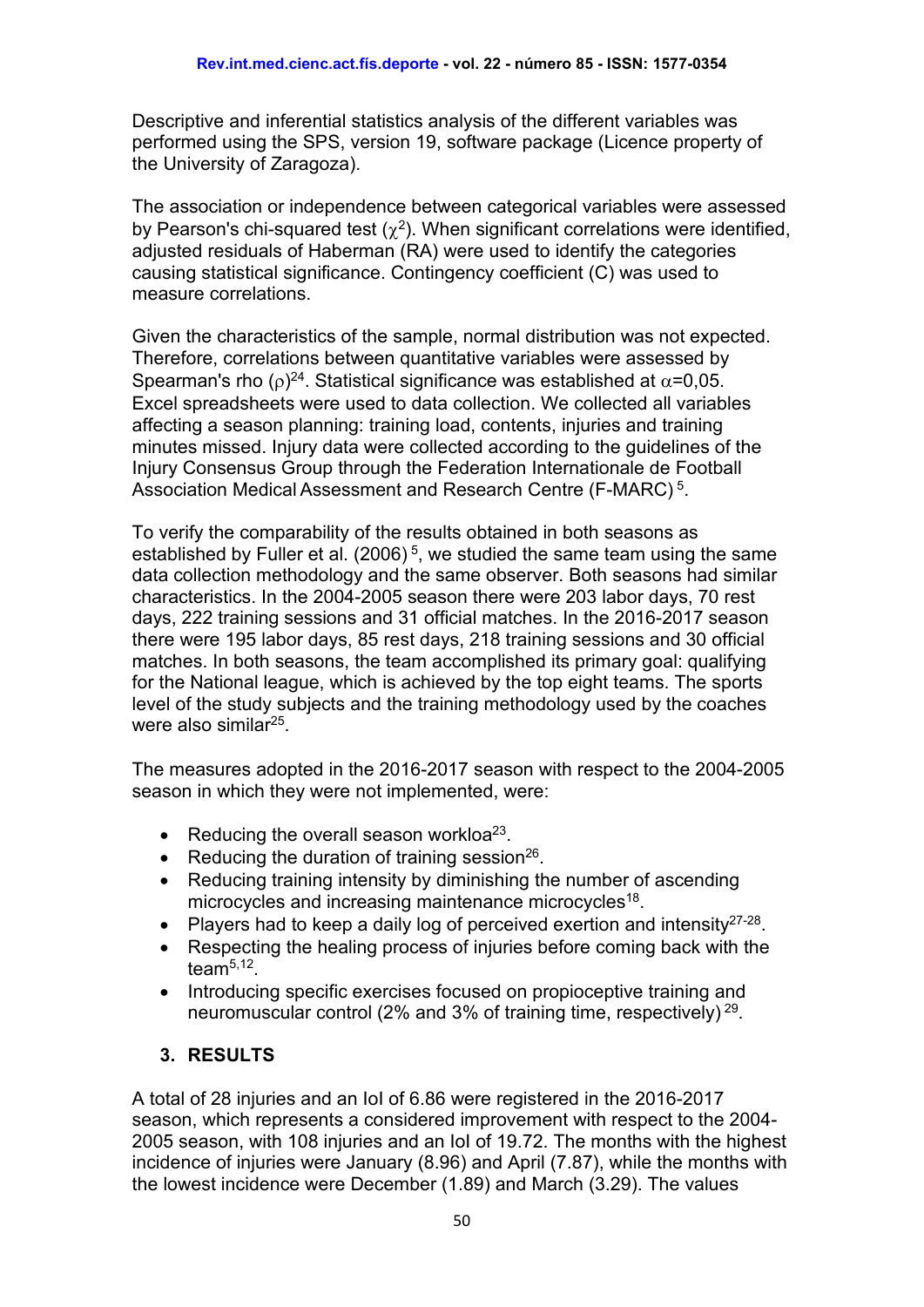Descriptive and inferential statistics analysis of the different variables was performed using the SPS, version 19, software package (Licence property of the University of Zaragoza).

The association or independence between categorical variables were assessed by Pearson's chi-squared test ($\chi^2$). When significant correlations were identified, adjusted residuals of Haberman (RA) were used to identify the categories causing statistical significance. Contingency coefficient (C) was used to measure correlations.

Given the characteristics of the sample, normal distribution was not expected. Therefore, correlations between quantitative variables were assessed by Spearman's rho ($\rho$)[24]. Statistical significance was established at $\alpha$=0,05. Excel spreadsheets were used to data collection. We collected all variables affecting a season planning: training load, contents, injuries and training minutes missed. Injury data were collected according to the guidelines of the Injury Consensus Group through the Federation Internationale de Football Association Medical Assessment and Research Centre (F-MARC) [5].

To verify the comparability of the results obtained in both seasons as established by Fuller et al. (2006) [5], we studied the same team using the same data collection methodology and the same observer. Both seasons had similar characteristics. In the 2004-2005 season there were 203 labor days, 70 rest days, 222 training sessions and 31 official matches. In the 2016-2017 season there were 195 labor days, 85 rest days, 218 training sessions and 30 official matches. In both seasons, the team accomplished its primary goal: qualifying for the National league, which is achieved by the top eight teams. The sports level of the study subjects and the training methodology used by the coaches were also similar[25].

The measures adopted in the 2016-2017 season with respect to the 2004-2005 season in which they were not implemented, were:

- Reducing the overall season workloa[23].
- Reducing the duration of training session[26].
- Reducing training intensity by diminishing the number of ascending microcycles and increasing maintenance microcycles[18].
- Players had to keep a daily log of perceived exertion and intensity[27-28].
- Respecting the healing process of injuries before coming back with the team[5,12].
- Introducing specific exercises focused on propioceptive training and neuromuscular control (2% and 3% of training time, respectively) [29].

## 3. RESULTS

A total of 28 injuries and an IoI of 6.86 were registered in the 2016-2017 season, which represents a considered improvement with respect to the 2004-2005 season, with 108 injuries and an IoI of 19.72. The months with the highest incidence of injuries were January (8.96) and April (7.87), while the months with the lowest incidence were December (1.89) and March (3.29). The values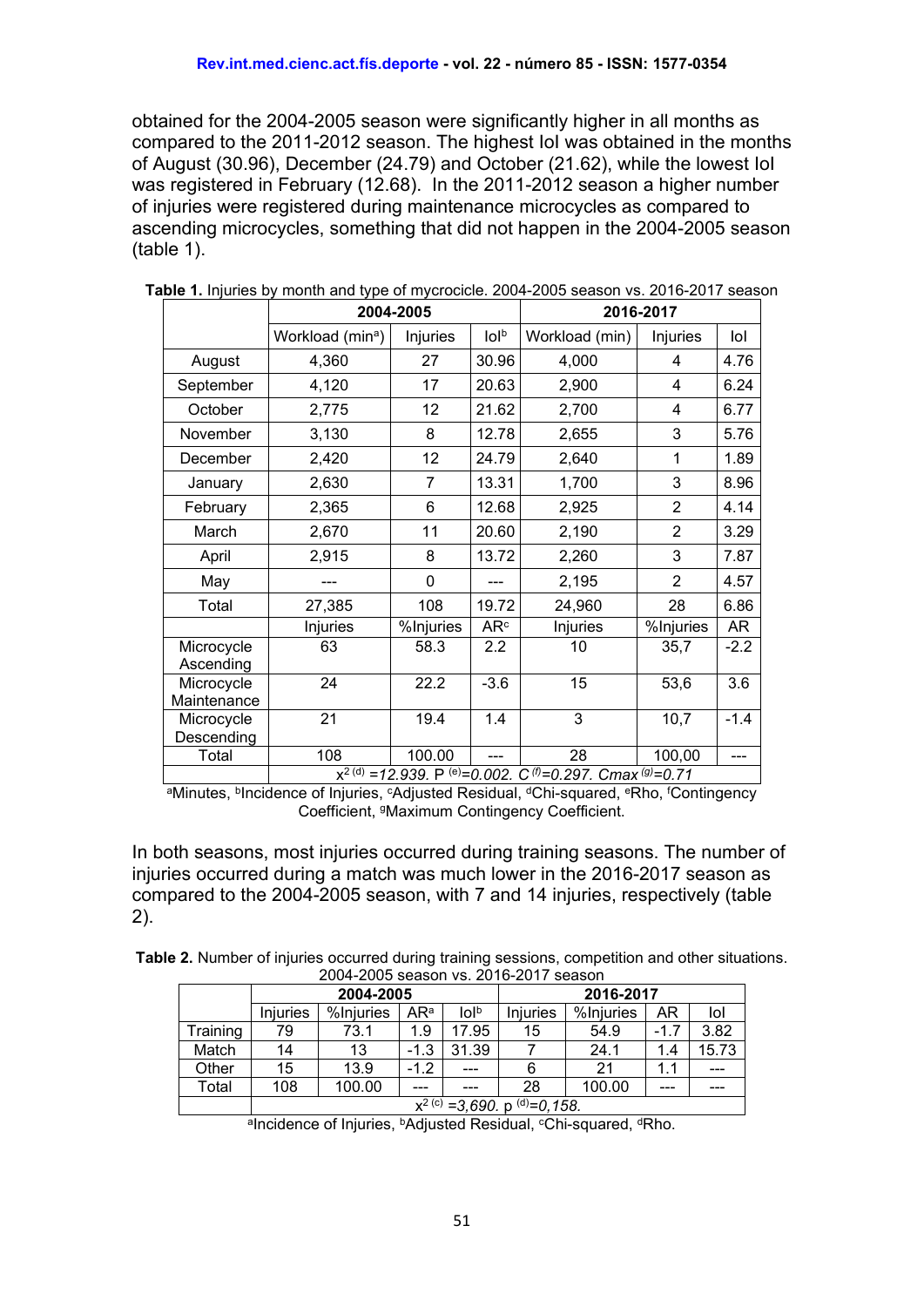obtained for the 2004-2005 season were significantly higher in all months as compared to the 2011-2012 season. The highest IoI was obtained in the months of August (30.96), December (24.79) and October (21.62), while the lowest IoI was registered in February (12.68). In the 2011-2012 season a higher number of injuries were registered during maintenance microcycles as compared to ascending microcycles, something that did not happen in the 2004-2005 season (table 1).

**Table 1.** Injuries by month and type of mycrocicle. 2004-2005 season vs. 2016-2017 season

| | 2004-2005 | | | 2016-2017 | | |
|---|---|---|---|---|---|---|
| | Workload (min[a]) | Injuries | IoI[b] | Workload (min) | Injuries | IoI |
| August | 4,360 | 27 | 30.96 | 4,000 | 4 | 4.76 |
| September | 4,120 | 17 | 20.63 | 2,900 | 4 | 6.24 |
| October | 2,775 | 12 | 21.62 | 2,700 | 4 | 6.77 |
| November | 3,130 | 8 | 12.78 | 2,655 | 3 | 5.76 |
| December | 2,420 | 12 | 24.79 | 2,640 | 1 | 1.89 |
| January | 2,630 | 7 | 13.31 | 1,700 | 3 | 8.96 |
| February | 2,365 | 6 | 12.68 | 2,925 | 2 | 4.14 |
| March | 2,670 | 11 | 20.60 | 2,190 | 2 | 3.29 |
| April | 2,915 | 8 | 13.72 | 2,260 | 3 | 7.87 |
| May | --- | 0 | --- | 2,195 | 2 | 4.57 |
| Total | 27,385 | 108 | 19.72 | 24,960 | 28 | 6.86 |
| | Injuries | %Injuries | AR[c] | Injuries | %Injuries | AR |
| Microcycle Ascending | 63 | 58.3 | 2.2 | 10 | 35,7 | -2.2 |
| Microcycle Maintenance | 24 | 22.2 | -3.6 | 15 | 53,6 | 3.6 |
| Microcycle Descending | 21 | 19.4 | 1.4 | 3 | 10,7 | -1.4 |
| Total | 108 | 100.00 | --- | 28 | 100,00 | --- |
| | $x^2$ [(d)] =*12.939.* P [(e)]=*0.002. C* [(f)]=*0.297. Cmax* [(g)]=*0.71* | | | | | |

[a]Minutes, [b]Incidence of Injuries, [c]Adjusted Residual, [d]Chi-squared, [e]Rho, [f]Contingency Coefficient, [g]Maximum Contingency Coefficient.

In both seasons, most injuries occurred during training seasons. The number of injuries occurred during a match was much lower in the 2016-2017 season as compared to the 2004-2005 season, with 7 and 14 injuries, respectively (table 2).

**Table 2.** Number of injuries occurred during training sessions, competition and other situations. 2004-2005 season vs. 2016-2017 season

| | 2004-2005 | | | | 2016-2017 | | | |
|---|---|---|---|---|---|---|---|---|
| | Injuries | %Injuries | AR[a] | IoI[b] | Injuries | %Injuries | AR | IoI |
| Training | 79 | 73.1 | 1.9 | 17.95 | 15 | 54.9 | -1.7 | 3.82 |
| Match | 14 | 13 | -1.3 | 31.39 | 7 | 24.1 | 1.4 | 15.73 |
| Other | 15 | 13.9 | -1.2 | --- | 6 | 21 | 1.1 | --- |
| Total | 108 | 100.00 | --- | --- | 28 | 100.00 | --- | --- |
| | $x^2$ [(c)] =*3,690.* p [(d)]=*0,158.* | | | | | | | |

[a]Incidence of Injuries, [b]Adjusted Residual, [c]Chi-squared, [d]Rho.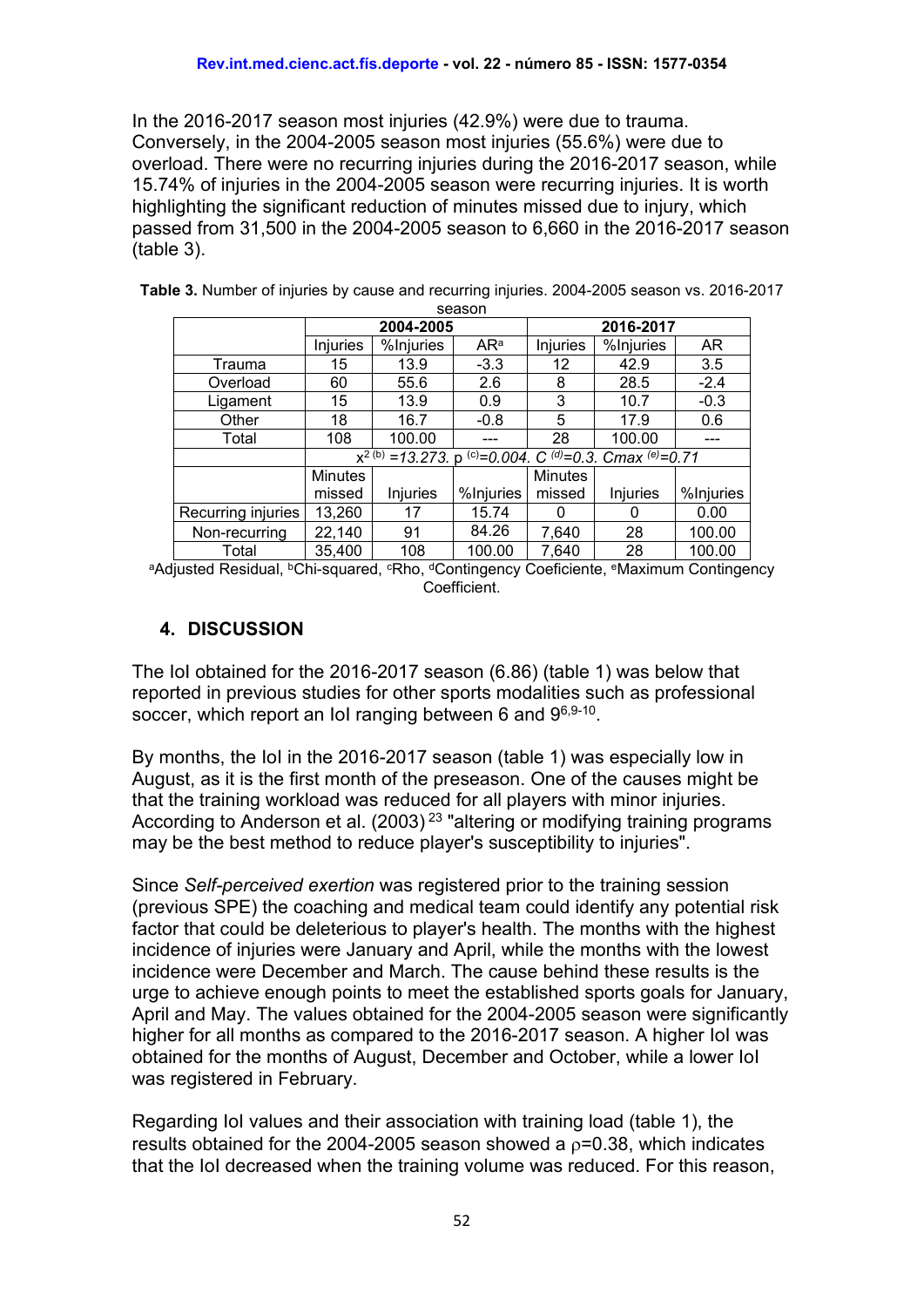In the 2016-2017 season most injuries (42.9%) were due to trauma. Conversely, in the 2004-2005 season most injuries (55.6%) were due to overload. There were no recurring injuries during the 2016-2017 season, while 15.74% of injuries in the 2004-2005 season were recurring injuries. It is worth highlighting the significant reduction of minutes missed due to injury, which passed from 31,500 in the 2004-2005 season to 6,660 in the 2016-2017 season (table 3).

**Table 3.** Number of injuries by cause and recurring injuries. 2004-2005 season vs. 2016-2017 season

| | 2004-2005 | | | 2016-2017 | | |
|---|---|---|---|---|---|---|
| | Injuries | %Injuries | AR[a] | Injuries | %Injuries | AR |
| Trauma | 15 | 13.9 | -3.3 | 12 | 42.9 | 3.5 |
| Overload | 60 | 55.6 | 2.6 | 8 | 28.5 | -2.4 |
| Ligament | 15 | 13.9 | 0.9 | 3 | 10.7 | -0.3 |
| Other | 18 | 16.7 | -0.8 | 5 | 17.9 | 0.6 |
| Total | 108 | 100.00 | --- | 28 | 100.00 | --- |
| | $x^2$ [(b)] =13.273. p [(c)]=0.004. C [(d)]=0.3. Cmax [(e)]=0.71 | | | | | |
| | Minutes missed | Injuries | %Injuries | Minutes missed | Injuries | %Injuries |
| Recurring injuries | 13,260 | 17 | 15.74 | 0 | 0 | 0.00 |
| Non-recurring | 22,140 | 91 | 84.26 | 7,640 | 28 | 100.00 |
| Total | 35,400 | 108 | 100.00 | 7,640 | 28 | 100.00 |

[a]Adjusted Residual, [b]Chi-squared, [c]Rho, [d]Contingency Coeficiente, [e]Maximum Contingency Coefficient.

## 4. DISCUSSION

The IoI obtained for the 2016-2017 season (6.86) (table 1) was below that reported in previous studies for other sports modalities such as professional soccer, which report an IoI ranging between 6 and 9[6,9-10].

By months, the IoI in the 2016-2017 season (table 1) was especially low in August, as it is the first month of the preseason. One of the causes might be that the training workload was reduced for all players with minor injuries. According to Anderson et al. (2003)[23] "altering or modifying training programs may be the best method to reduce player's susceptibility to injuries".

Since *Self-perceived exertion* was registered prior to the training session (previous SPE) the coaching and medical team could identify any potential risk factor that could be deleterious to player's health. The months with the highest incidence of injuries were January and April, while the months with the lowest incidence were December and March. The cause behind these results is the urge to achieve enough points to meet the established sports goals for January, April and May. The values obtained for the 2004-2005 season were significantly higher for all months as compared to the 2016-2017 season. A higher IoI was obtained for the months of August, December and October, while a lower IoI was registered in February.

Regarding IoI values and their association with training load (table 1), the results obtained for the 2004-2005 season showed a $\rho$=0.38, which indicates that the IoI decreased when the training volume was reduced. For this reason,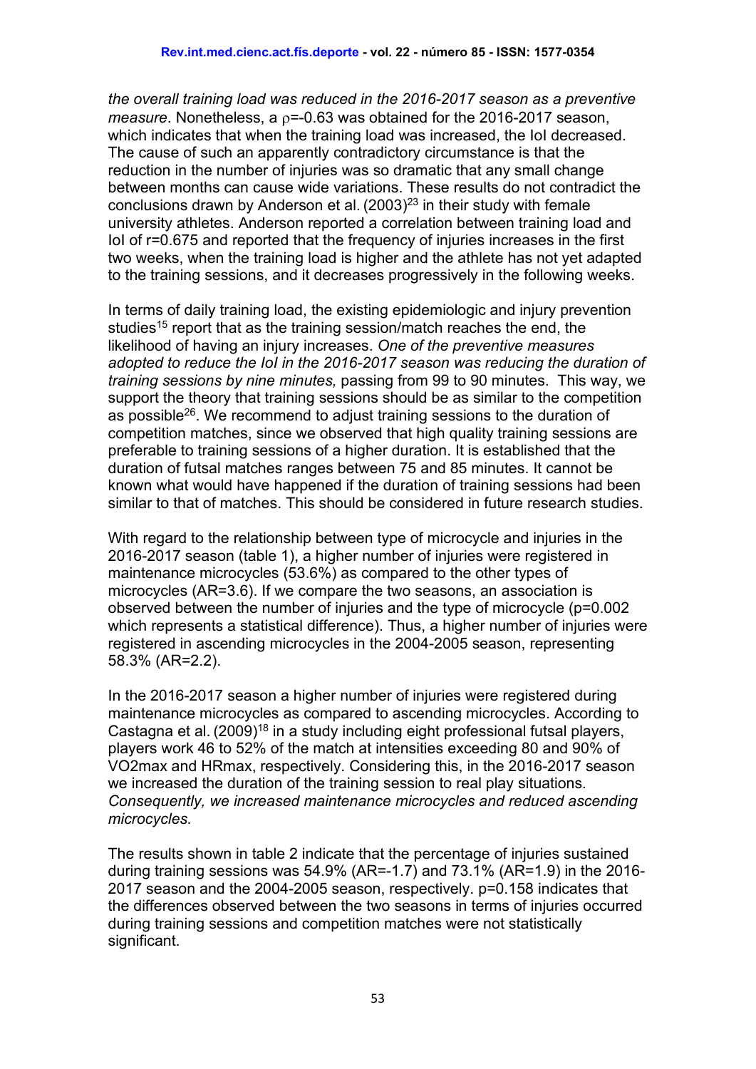*the overall training load was reduced in the 2016-2017 season as a preventive measure*. Nonetheless, a $\rho$=-0.63 was obtained for the 2016-2017 season, which indicates that when the training load was increased, the IoI decreased. The cause of such an apparently contradictory circumstance is that the reduction in the number of injuries was so dramatic that any small change between months can cause wide variations. These results do not contradict the conclusions drawn by Anderson et al. (2003)[23] in their study with female university athletes. Anderson reported a correlation between training load and IoI of r=0.675 and reported that the frequency of injuries increases in the first two weeks, when the training load is higher and the athlete has not yet adapted to the training sessions, and it decreases progressively in the following weeks.

In terms of daily training load, the existing epidemiologic and injury prevention studies[15] report that as the training session/match reaches the end, the likelihood of having an injury increases. *One of the preventive measures adopted to reduce the IoI in the 2016-2017 season was reducing the duration of training sessions by nine minutes,* passing from 99 to 90 minutes. This way, we support the theory that training sessions should be as similar to the competition as possible[26]. We recommend to adjust training sessions to the duration of competition matches, since we observed that high quality training sessions are preferable to training sessions of a higher duration. It is established that the duration of futsal matches ranges between 75 and 85 minutes. It cannot be known what would have happened if the duration of training sessions had been similar to that of matches. This should be considered in future research studies.

With regard to the relationship between type of microcycle and injuries in the 2016-2017 season (table 1), a higher number of injuries were registered in maintenance microcycles (53.6%) as compared to the other types of microcycles (AR=3.6). If we compare the two seasons, an association is observed between the number of injuries and the type of microcycle (p=0.002 which represents a statistical difference). Thus, a higher number of injuries were registered in ascending microcycles in the 2004-2005 season, representing 58.3% (AR=2.2).

In the 2016-2017 season a higher number of injuries were registered during maintenance microcycles as compared to ascending microcycles. According to Castagna et al. (2009)[18] in a study including eight professional futsal players, players work 46 to 52% of the match at intensities exceeding 80 and 90% of VO2max and HRmax, respectively. Considering this, in the 2016-2017 season we increased the duration of the training session to real play situations. *Consequently, we increased maintenance microcycles and reduced ascending microcycles.*

The results shown in table 2 indicate that the percentage of injuries sustained during training sessions was 54.9% (AR=-1.7) and 73.1% (AR=1.9) in the 2016-2017 season and the 2004-2005 season, respectively. p=0.158 indicates that the differences observed between the two seasons in terms of injuries occurred during training sessions and competition matches were not statistically significant.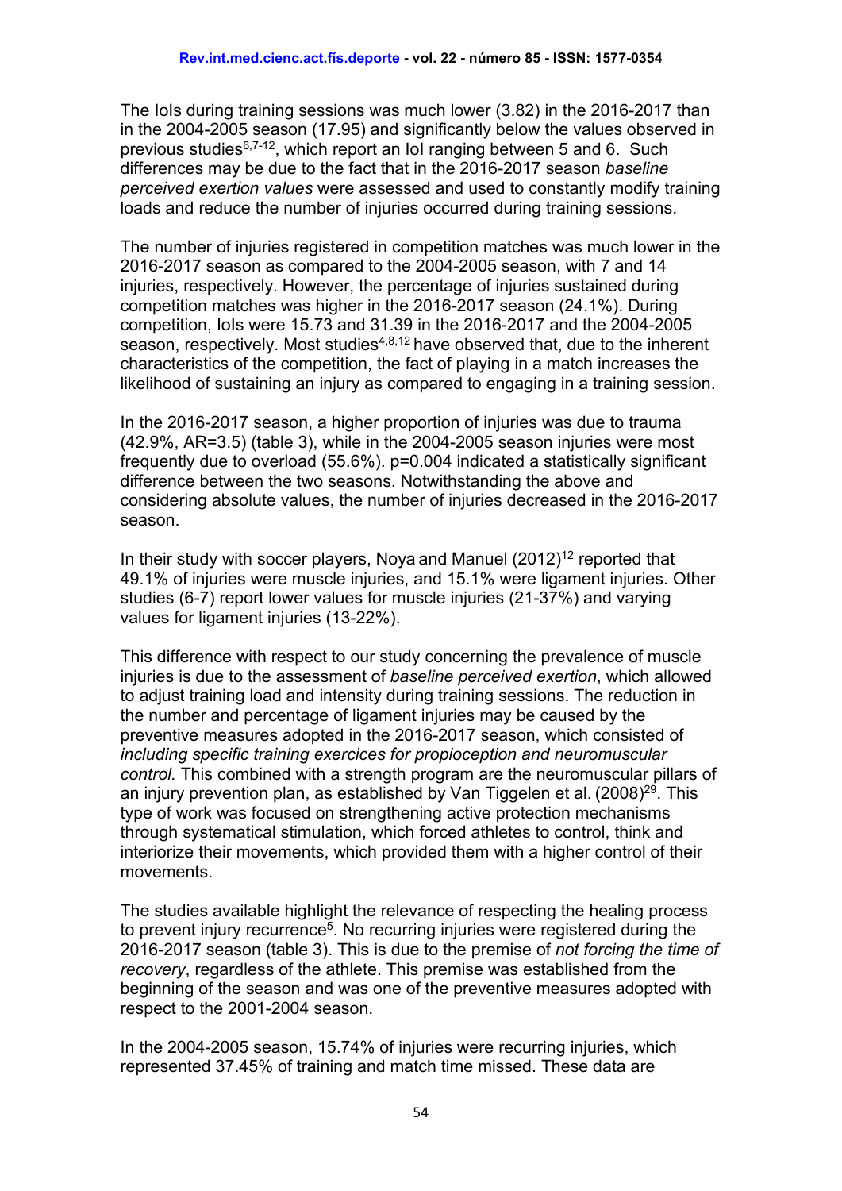The IoIs during training sessions was much lower (3.82) in the 2016-2017 than in the 2004-2005 season (17.95) and significantly below the values observed in previous studies[6,7-12], which report an IoI ranging between 5 and 6. Such differences may be due to the fact that in the 2016-2017 season *baseline perceived exertion values* were assessed and used to constantly modify training loads and reduce the number of injuries occurred during training sessions.

The number of injuries registered in competition matches was much lower in the 2016-2017 season as compared to the 2004-2005 season, with 7 and 14 injuries, respectively. However, the percentage of injuries sustained during competition matches was higher in the 2016-2017 season (24.1%). During competition, IoIs were 15.73 and 31.39 in the 2016-2017 and the 2004-2005 season, respectively. Most studies[4,8,12] have observed that, due to the inherent characteristics of the competition, the fact of playing in a match increases the likelihood of sustaining an injury as compared to engaging in a training session.

In the 2016-2017 season, a higher proportion of injuries was due to trauma (42.9%, AR=3.5) (table 3), while in the 2004-2005 season injuries were most frequently due to overload (55.6%). p=0.004 indicated a statistically significant difference between the two seasons. Notwithstanding the above and considering absolute values, the number of injuries decreased in the 2016-2017 season.

In their study with soccer players, Noya and Manuel (2012)[12] reported that 49.1% of injuries were muscle injuries, and 15.1% were ligament injuries. Other studies (6-7) report lower values for muscle injuries (21-37%) and varying values for ligament injuries (13-22%).

This difference with respect to our study concerning the prevalence of muscle injuries is due to the assessment of *baseline perceived exertion*, which allowed to adjust training load and intensity during training sessions. The reduction in the number and percentage of ligament injuries may be caused by the preventive measures adopted in the 2016-2017 season, which consisted of *including specific training exercices for propioception and neuromuscular control.* This combined with a strength program are the neuromuscular pillars of an injury prevention plan, as established by Van Tiggelen et al. (2008)[29]. This type of work was focused on strengthening active protection mechanisms through systematical stimulation, which forced athletes to control, think and interiorize their movements, which provided them with a higher control of their movements.

The studies available highlight the relevance of respecting the healing process to prevent injury recurrence[5]. No recurring injuries were registered during the 2016-2017 season (table 3). This is due to the premise of *not forcing the time of recovery*, regardless of the athlete. This premise was established from the beginning of the season and was one of the preventive measures adopted with respect to the 2001-2004 season.

In the 2004-2005 season, 15.74% of injuries were recurring injuries, which represented 37.45% of training and match time missed. These data are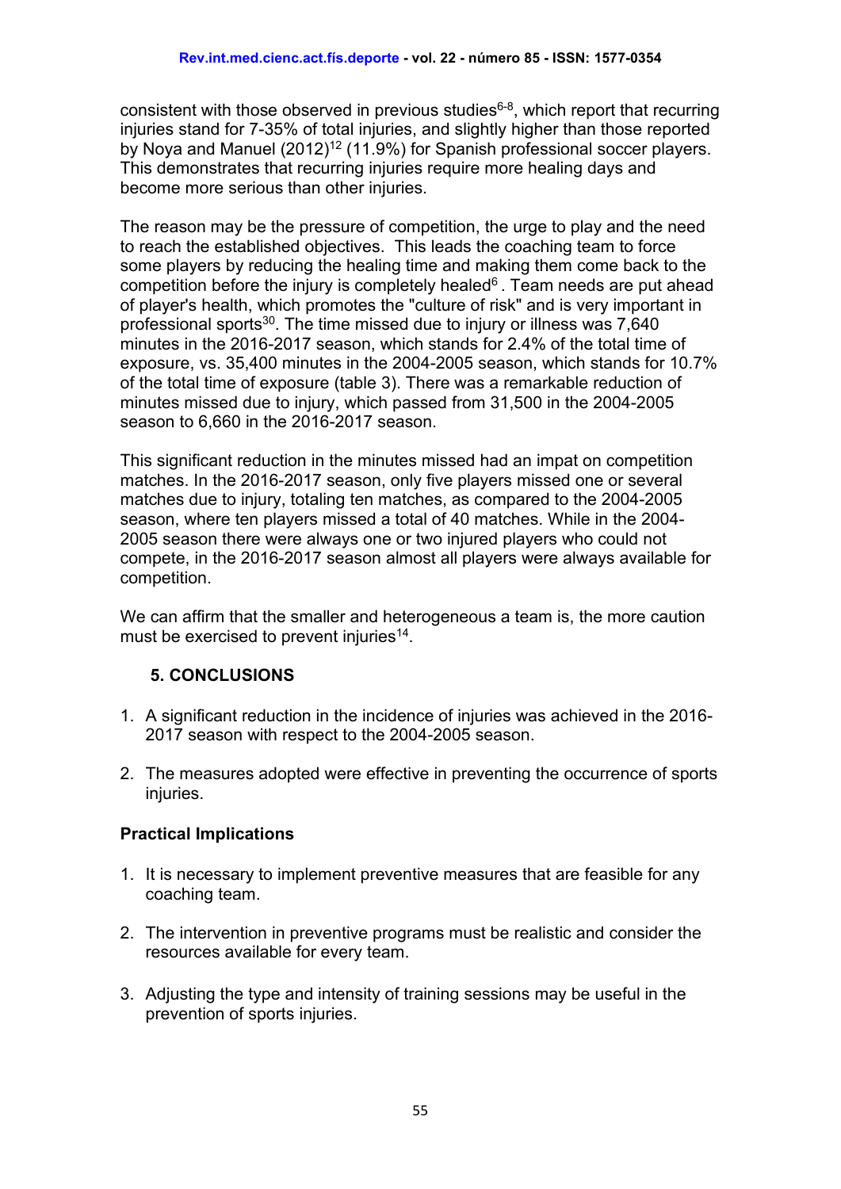consistent with those observed in previous studies[6-8], which report that recurring injuries stand for 7-35% of total injuries, and slightly higher than those reported by Noya and Manuel (2012)[12] (11.9%) for Spanish professional soccer players. This demonstrates that recurring injuries require more healing days and become more serious than other injuries.

The reason may be the pressure of competition, the urge to play and the need to reach the established objectives. This leads the coaching team to force some players by reducing the healing time and making them come back to the competition before the injury is completely healed[6] . Team needs are put ahead of player's health, which promotes the "culture of risk" and is very important in professional sports[30]. The time missed due to injury or illness was 7,640 minutes in the 2016-2017 season, which stands for 2.4% of the total time of exposure, vs. 35,400 minutes in the 2004-2005 season, which stands for 10.7% of the total time of exposure (table 3). There was a remarkable reduction of minutes missed due to injury, which passed from 31,500 in the 2004-2005 season to 6,660 in the 2016-2017 season.

This significant reduction in the minutes missed had an impat on competition matches. In the 2016-2017 season, only five players missed one or several matches due to injury, totaling ten matches, as compared to the 2004-2005 season, where ten players missed a total of 40 matches. While in the 2004-2005 season there were always one or two injured players who could not compete, in the 2016-2017 season almost all players were always available for competition.

We can affirm that the smaller and heterogeneous a team is, the more caution must be exercised to prevent injuries[14].

## 5. CONCLUSIONS

1. A significant reduction in the incidence of injuries was achieved in the 2016-2017 season with respect to the 2004-2005 season.

2. The measures adopted were effective in preventing the occurrence of sports injuries.

### Practical Implications

1. It is necessary to implement preventive measures that are feasible for any coaching team.

2. The intervention in preventive programs must be realistic and consider the resources available for every team.

3. Adjusting the type and intensity of training sessions may be useful in the prevention of sports injuries.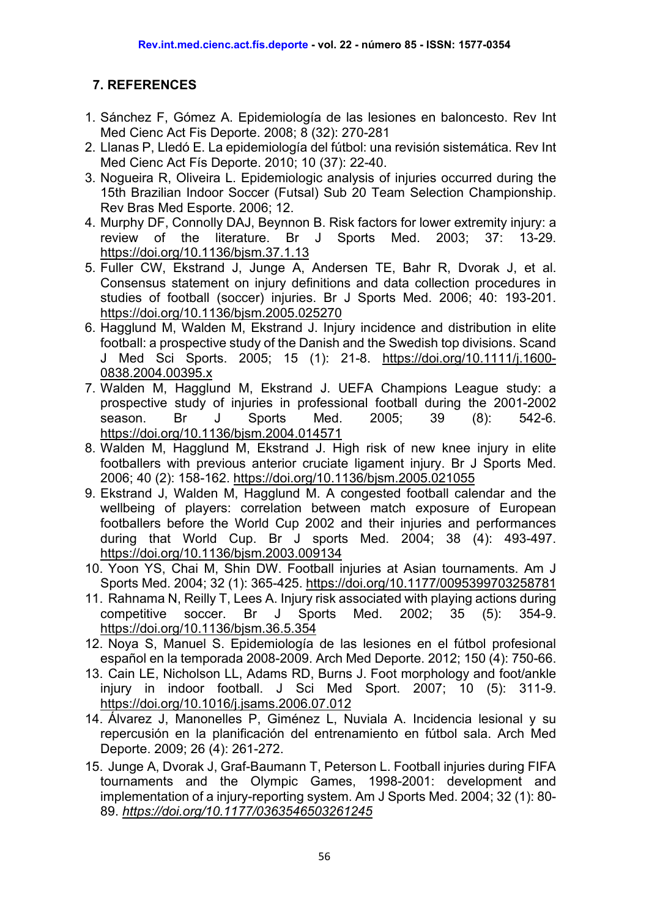## 7. REFERENCES

1. Sánchez F, Gómez A. Epidemiología de las lesiones en baloncesto. Rev Int Med Cienc Act Fis Deporte. 2008; 8 (32): 270-281
2. Llanas P, Lledó E. La epidemiología del fútbol: una revisión sistemática. Rev Int Med Cienc Act Fís Deporte. 2010; 10 (37): 22-40.
3. Nogueira R, Oliveira L. Epidemiologic analysis of injuries occurred during the 15th Brazilian Indoor Soccer (Futsal) Sub 20 Team Selection Championship. Rev Bras Med Esporte. 2006; 12.
4. Murphy DF, Connolly DAJ, Beynnon B. Risk factors for lower extremity injury: a review of the literature. Br J Sports Med. 2003; 37: 13-29. https://doi.org/10.1136/bjsm.37.1.13
5. Fuller CW, Ekstrand J, Junge A, Andersen TE, Bahr R, Dvorak J, et al. Consensus statement on injury definitions and data collection procedures in studies of football (soccer) injuries. Br J Sports Med. 2006; 40: 193-201. https://doi.org/10.1136/bjsm.2005.025270
6. Hagglund M, Walden M, Ekstrand J. Injury incidence and distribution in elite football: a prospective study of the Danish and the Swedish top divisions. Scand J Med Sci Sports. 2005; 15 (1): 21-8. https://doi.org/10.1111/j.1600-0838.2004.00395.x
7. Walden M, Hagglund M, Ekstrand J. UEFA Champions League study: a prospective study of injuries in professional football during the 2001-2002 season. Br J Sports Med. 2005; 39 (8): 542-6. https://doi.org/10.1136/bjsm.2004.014571
8. Walden M, Hagglund M, Ekstrand J. High risk of new knee injury in elite footballers with previous anterior cruciate ligament injury. Br J Sports Med. 2006; 40 (2): 158-162. https://doi.org/10.1136/bjsm.2005.021055
9. Ekstrand J, Walden M, Hagglund M. A congested football calendar and the wellbeing of players: correlation between match exposure of European footballers before the World Cup 2002 and their injuries and performances during that World Cup. Br J sports Med. 2004; 38 (4): 493-497. https://doi.org/10.1136/bjsm.2003.009134
10. Yoon YS, Chai M, Shin DW. Football injuries at Asian tournaments. Am J Sports Med. 2004; 32 (1): 365-425. https://doi.org/10.1177/0095399703258781
11. Rahnama N, Reilly T, Lees A. Injury risk associated with playing actions during competitive soccer. Br J Sports Med. 2002; 35 (5): 354-9. https://doi.org/10.1136/bjsm.36.5.354
12. Noya S, Manuel S. Epidemiología de las lesiones en el fútbol profesional español en la temporada 2008-2009. Arch Med Deporte. 2012; 150 (4): 750-66.
13. Cain LE, Nicholson LL, Adams RD, Burns J. Foot morphology and foot/ankle injury in indoor football. J Sci Med Sport. 2007; 10 (5): 311-9. https://doi.org/10.1016/j.jsams.2006.07.012
14. Álvarez J, Manonelles P, Giménez L, Nuviala A. Incidencia lesional y su repercusión en la planificación del entrenamiento en fútbol sala. Arch Med Deporte. 2009; 26 (4): 261-272.
15. Junge A, Dvorak J, Graf-Baumann T, Peterson L. Football injuries during FIFA tournaments and the Olympic Games, 1998-2001: development and implementation of a injury-reporting system. Am J Sports Med. 2004; 32 (1): 80-89. *https://doi.org/10.1177/0363546503261245*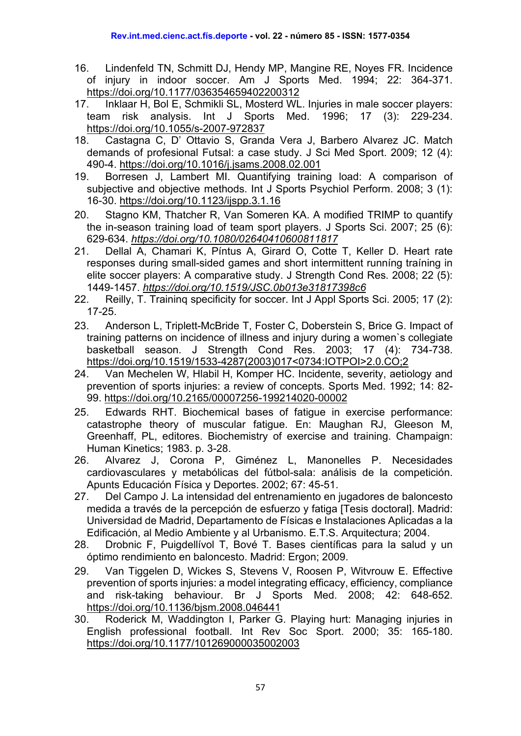16. Lindenfeld TN, Schmitt DJ, Hendy MP, Mangine RE, Noyes FR. Incidence of injury in indoor soccer. Am J Sports Med. 1994; 22: 364-371. https://doi.org/10.1177/036354659402200312
17. Inklaar H, Bol E, Schmikli SL, Mosterd WL. Injuries in male soccer players: team risk analysis. Int J Sports Med. 1996; 17 (3): 229-234. https://doi.org/10.1055/s-2007-972837
18. Castagna C, D' Ottavio S, Granda Vera J, Barbero Alvarez JC. Match demands of profesional Futsal: a case study. J Sci Med Sport. 2009; 12 (4): 490-4. https://doi.org/10.1016/j.jsams.2008.02.001
19. Borresen J, Lambert MI. Quantifying training load: A comparison of subjective and objective methods. Int J Sports Psychiol Perform. 2008; 3 (1): 16-30. https://doi.org/10.1123/ijspp.3.1.16
20. Stagno KM, Thatcher R, Van Someren KA. A modified TRIMP to quantify the in-season training load of team sport players. J Sports Sci. 2007; 25 (6): 629-634. *https://doi.org/10.1080/02640410600811817*
21. Dellal A, Chamari K, Píntus A, Girard O, Cotte T, Keller D. Heart rate responses during small-sided games and short intermittent runníng traíning in elite soccer players: A comparative study. J Strength Cond Res. 2008; 22 (5): 1449-1457. *https://doi.org/10.1519/JSC.0b013e31817398c6*
22. Reilly, T. Traininq specificity for soccer. Int J Appl Sports Sci. 2005; 17 (2): 17-25.
23. Anderson L, Triplett-McBride T, Foster C, Doberstein S, Brice G. Impact of training patterns on incidence of illness and injury during a women`s collegiate basketball season. J Strength Cond Res. 2003; 17 (4): 734-738. https://doi.org/10.1519/1533-4287(2003)017<0734:IOTPOI>2.0.CO;2
24. Van Mechelen W, Hlabil H, Komper HC. Incidente, severity, aetiology and prevention of sports injuries: a review of concepts. Sports Med. 1992; 14: 82-99. https://doi.org/10.2165/00007256-199214020-00002
25. Edwards RHT. Biochemical bases of fatigue in exercise performance: catastrophe theory of muscular fatigue. En: Maughan RJ, Gleeson M, Greenhaff, PL, editores. Biochemistry of exercise and training. Champaign: Human Kinetics; 1983. p. 3-28.
26. Alvarez J, Corona P, Giménez L, Manonelles P. Necesidades cardiovasculares y metabólicas del fútbol-sala: análisis de la competición. Apunts Educación Física y Deportes. 2002; 67: 45-51.
27. Del Campo J. La intensidad del entrenamiento en jugadores de baloncesto medida a través de la percepción de esfuerzo y fatiga [Tesis doctoral]. Madrid: Universidad de Madrid, Departamento de Físicas e Instalaciones Aplicadas a la Edificación, al Medio Ambiente y al Urbanismo. E.T.S. Arquitectura; 2004.
28. Drobnic F, Puigdellívol T, Bové T. Bases científicas para la salud y un óptimo rendimiento en baloncesto. Madrid: Ergon; 2009.
29. Van Tiggelen D, Wickes S, Stevens V, Roosen P, Witvrouw E. Effective prevention of sports injuries: a model integrating efficacy, efficiency, compliance and risk-taking behaviour. Br J Sports Med. 2008; 42: 648-652. https://doi.org/10.1136/bjsm.2008.046441
30. Roderick M, Waddington I, Parker G. Playing hurt: Managing injuries in English professional football. Int Rev Soc Sport. 2000; 35: 165-180. https://doi.org/10.1177/101269000035002003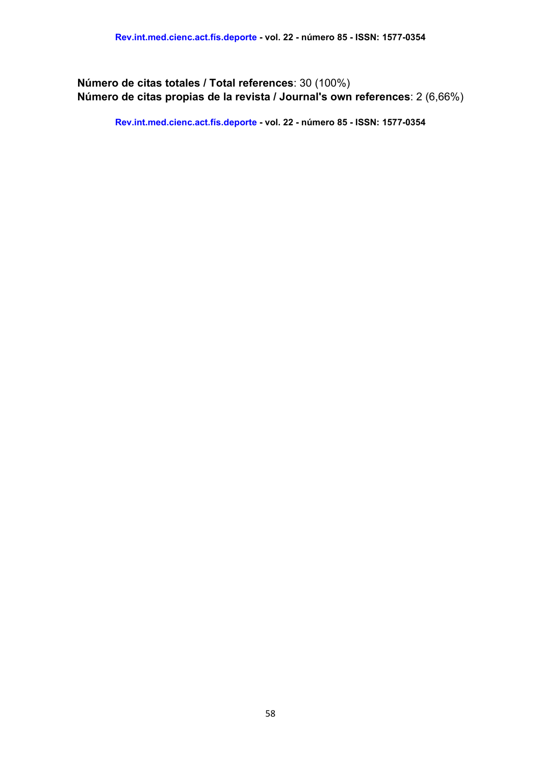**Número de citas totales / Total references**: 30 (100%)
**Número de citas propias de la revista / Journal's own references**: 2 (6,66%)